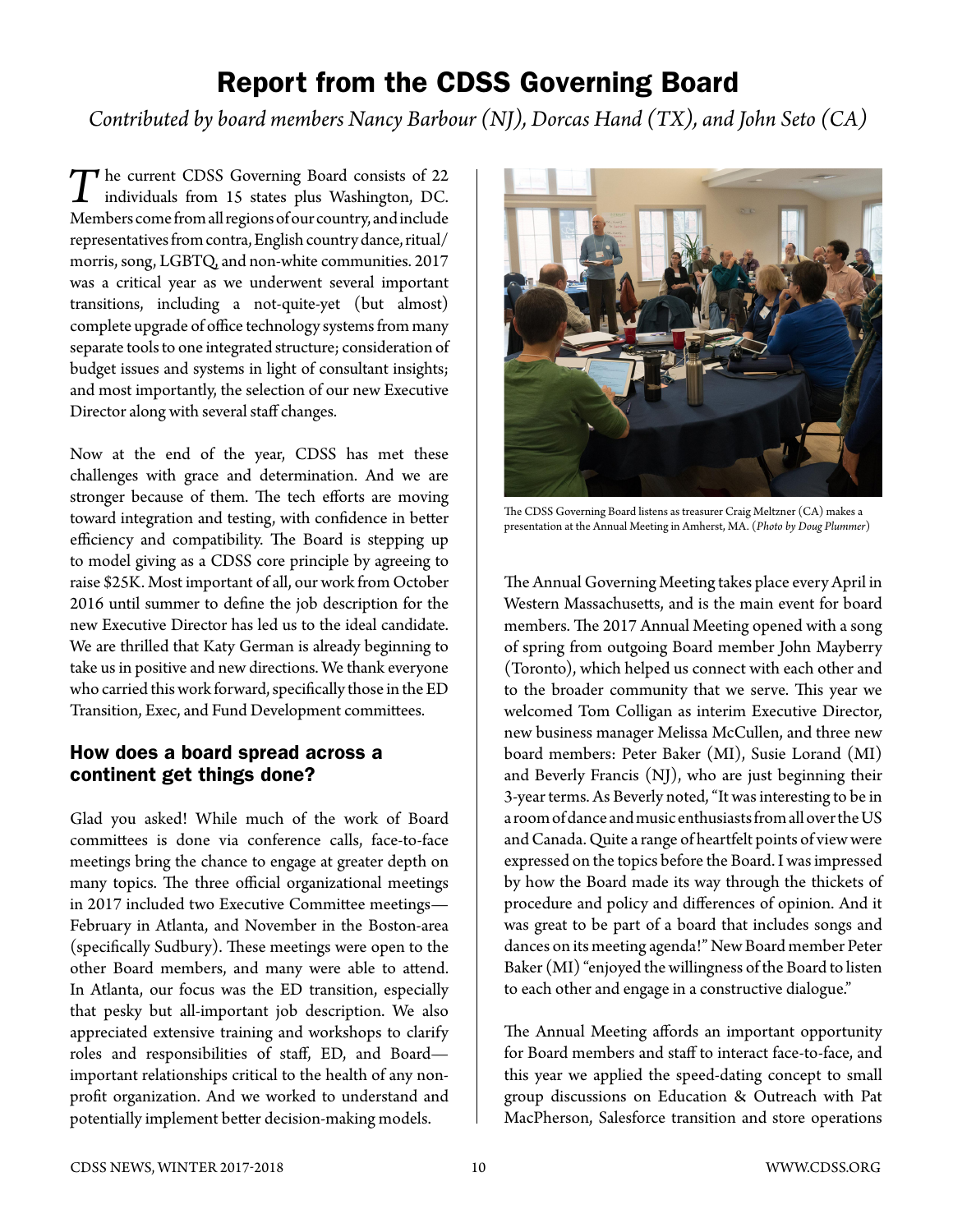# Report from the CDSS Governing Board

*Contributed by board members Nancy Barbour (NJ), Dorcas Hand (TX), and John Seto (CA)*

The current CDSS Governing Board consists of 22 individuals from 15 states plus Washington, DC. Members come from all regions of our country, and include representatives from contra, English country dance, ritual/morris, song, LGBTQ, and non-white communities. 2017 was a critical year as we underwent several important transitions, including a not-quite-yet (but almost) complete upgrade of office technology systems from many separate tools to one integrated structure; consideration of budget issues and systems in light of consultant insights; and most importantly, the selection of our new Executive Director along with several staff changes.

Now at the end of the year, CDSS has met these challenges with grace and determination. And we are stronger because of them. The tech efforts are moving toward integration and testing, with confidence in better efficiency and compatibility. The Board is stepping up to model giving as a CDSS core principle by agreeing to raise $25K. Most important of all, our work from October 2016 until summer to define the job description for the new Executive Director has led us to the ideal candidate. We are thrilled that Katy German is already beginning to take us in positive and new directions. We thank everyone who carried this work forward, specifically those in the ED Transition, Exec, and Fund Development committees.

## How does a board spread across a continent get things done?

Glad you asked! While much of the work of Board committees is done via conference calls, face-to-face meetings bring the chance to engage at greater depth on many topics. The three official organizational meetings in 2017 included two Executive Committee meetings—February in Atlanta, and November in the Boston-area (specifically Sudbury). These meetings were open to the other Board members, and many were able to attend. In Atlanta, our focus was the ED transition, especially that pesky but all-important job description. We also appreciated extensive training and workshops to clarify roles and responsibilities of staff, ED, and Board—important relationships critical to the health of any non-profit organization. And we worked to understand and potentially implement better decision-making models.

The CDSS Governing Board listens as treasurer Craig Meltzner (CA) makes a presentation at the Annual Meeting in Amherst, MA. (*Photo by Doug Plummer*)

The Annual Governing Meeting takes place every April in Western Massachusetts, and is the main event for board members. The 2017 Annual Meeting opened with a song of spring from outgoing Board member John Mayberry (Toronto), which helped us connect with each other and to the broader community that we serve. This year we welcomed Tom Colligan as interim Executive Director, new business manager Melissa McCullen, and three new board members: Peter Baker (MI), Susie Lorand (MI) and Beverly Francis (NJ), who are just beginning their 3-year terms. As Beverly noted, "It was interesting to be in a room of dance and music enthusiasts from all over the US and Canada. Quite a range of heartfelt points of view were expressed on the topics before the Board. I was impressed by how the Board made its way through the thickets of procedure and policy and differences of opinion. And it was great to be part of a board that includes songs and dances on its meeting agenda!" New Board member Peter Baker (MI) "enjoyed the willingness of the Board to listen to each other and engage in a constructive dialogue."

The Annual Meeting affords an important opportunity for Board members and staff to interact face-to-face, and this year we applied the speed-dating concept to small group discussions on Education & Outreach with Pat MacPherson, Salesforce transition and store operations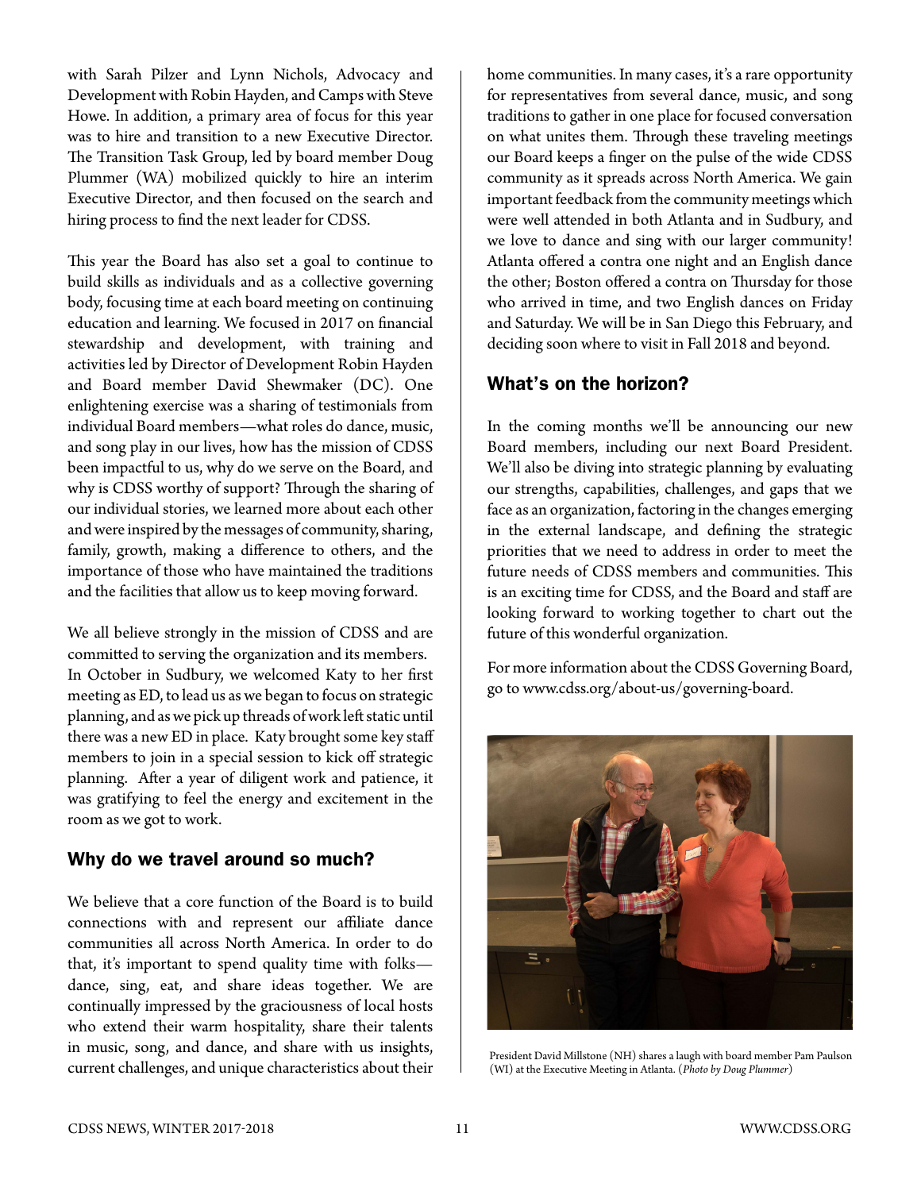with Sarah Pilzer and Lynn Nichols, Advocacy and Development with Robin Hayden, and Camps with Steve Howe. In addition, a primary area of focus for this year was to hire and transition to a new Executive Director. The Transition Task Group, led by board member Doug Plummer (WA) mobilized quickly to hire an interim Executive Director, and then focused on the search and hiring process to find the next leader for CDSS.

This year the Board has also set a goal to continue to build skills as individuals and as a collective governing body, focusing time at each board meeting on continuing education and learning. We focused in 2017 on financial stewardship and development, with training and activities led by Director of Development Robin Hayden and Board member David Shewmaker (DC). One enlightening exercise was a sharing of testimonials from individual Board members—what roles do dance, music, and song play in our lives, how has the mission of CDSS been impactful to us, why do we serve on the Board, and why is CDSS worthy of support? Through the sharing of our individual stories, we learned more about each other and were inspired by the messages of community, sharing, family, growth, making a difference to others, and the importance of those who have maintained the traditions and the facilities that allow us to keep moving forward.

We all believe strongly in the mission of CDSS and are committed to serving the organization and its members. In October in Sudbury, we welcomed Katy to her first meeting as ED, to lead us as we began to focus on strategic planning, and as we pick up threads of work left static until there was a new ED in place. Katy brought some key staff members to join in a special session to kick off strategic planning. After a year of diligent work and patience, it was gratifying to feel the energy and excitement in the room as we got to work.

## Why do we travel around so much?

We believe that a core function of the Board is to build connections with and represent our affiliate dance communities all across North America. In order to do that, it's important to spend quality time with folks—dance, sing, eat, and share ideas together. We are continually impressed by the graciousness of local hosts who extend their warm hospitality, share their talents in music, song, and dance, and share with us insights, current challenges, and unique characteristics about their home communities. In many cases, it's a rare opportunity for representatives from several dance, music, and song traditions to gather in one place for focused conversation on what unites them. Through these traveling meetings our Board keeps a finger on the pulse of the wide CDSS community as it spreads across North America. We gain important feedback from the community meetings which were well attended in both Atlanta and in Sudbury, and we love to dance and sing with our larger community! Atlanta offered a contra one night and an English dance the other; Boston offered a contra on Thursday for those who arrived in time, and two English dances on Friday and Saturday. We will be in San Diego this February, and deciding soon where to visit in Fall 2018 and beyond.

## What's on the horizon?

In the coming months we'll be announcing our new Board members, including our next Board President. We'll also be diving into strategic planning by evaluating our strengths, capabilities, challenges, and gaps that we face as an organization, factoring in the changes emerging in the external landscape, and defining the strategic priorities that we need to address in order to meet the future needs of CDSS members and communities. This is an exciting time for CDSS, and the Board and staff are looking forward to working together to chart out the future of this wonderful organization.

For more information about the CDSS Governing Board, go to www.cdss.org/about-us/governing-board.

President David Millstone (NH) shares a laugh with board member Pam Paulson (WI) at the Executive Meeting in Atlanta. (*Photo by Doug Plummer*)